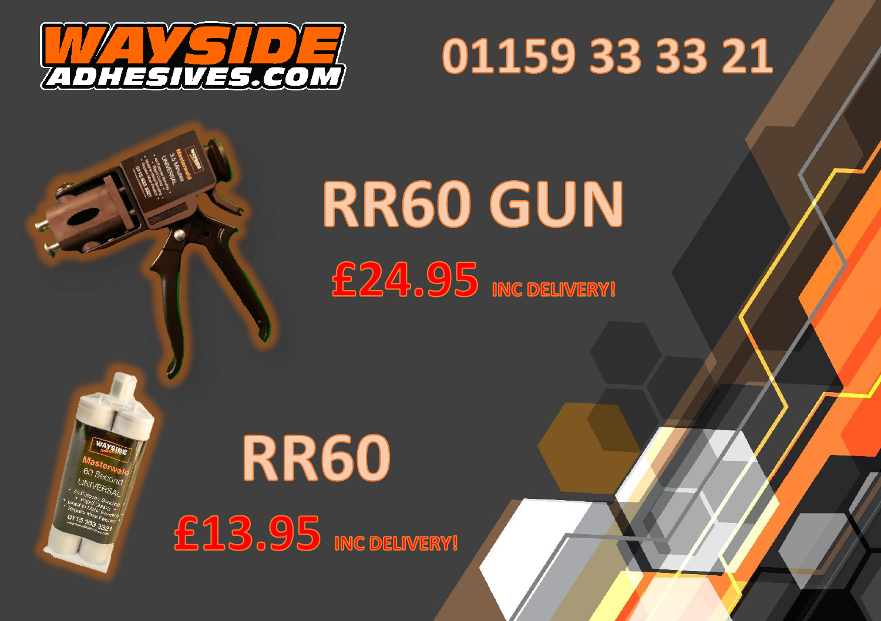# WAYSIDE ADHESIVES.COM

## 01159 33 33 21

# RR60 GUN

**£24.95** INC DELIVERY!

# RR60

**£13.95** INC DELIVERY!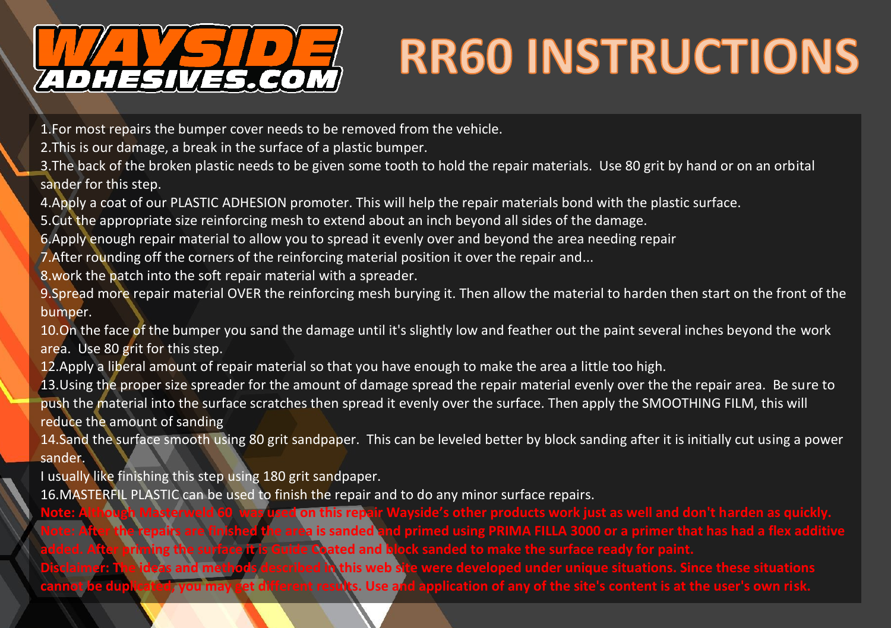# WAYSIDE ADHESIVES.COM

# RR60 INSTRUCTIONS

1.For most repairs the bumper cover needs to be removed from the vehicle.
2.This is our damage, a break in the surface of a plastic bumper.
3.The back of the broken plastic needs to be given some tooth to hold the repair materials. Use 80 grit by hand or on an orbital sander for this step.
4.Apply a coat of our PLASTIC ADHESION promoter. This will help the repair materials bond with the plastic surface.
5.Cut the appropriate size reinforcing mesh to extend about an inch beyond all sides of the damage.
6.Apply enough repair material to allow you to spread it evenly over and beyond the area needing repair
7.After rounding off the corners of the reinforcing material position it over the repair and...
8.work the patch into the soft repair material with a spreader.
9.Spread more repair material OVER the reinforcing mesh burying it. Then allow the material to harden then start on the front of the bumper.
10.On the face of the bumper you sand the damage until it's slightly low and feather out the paint several inches beyond the work area. Use 80 grit for this step.
12.Apply a liberal amount of repair material so that you have enough to make the area a little too high.
13.Using the proper size spreader for the amount of damage spread the repair material evenly over the the repair area. Be sure to push the material into the surface scratches then spread it evenly over the surface. Then apply the SMOOTHING FILM, this will reduce the amount of sanding
14.Sand the surface smooth using 80 grit sandpaper. This can be leveled better by block sanding after it is initially cut using a power sander.
I usually like finishing this step using 180 grit sandpaper.
16.MASTERFIL PLASTIC can be used to finish the repair and to do any minor surface repairs.

**Note: Although Masterweld 60 was used on this repair Wayside's other products work just as well and don't harden as quickly.**
**Note: After the repairs are finished the area is sanded and primed using PRIMA FILLA 3000 or a primer that has had a flex additive added. After priming the surface it is Guide Coated and block sanded to make the surface ready for paint.**
**Disclaimer: The ideas and methods described in this web site were developed under unique situations. Since these situations cannot be duplicated, you may get different results. Use and application of any of the site's content is at the user's own risk.**